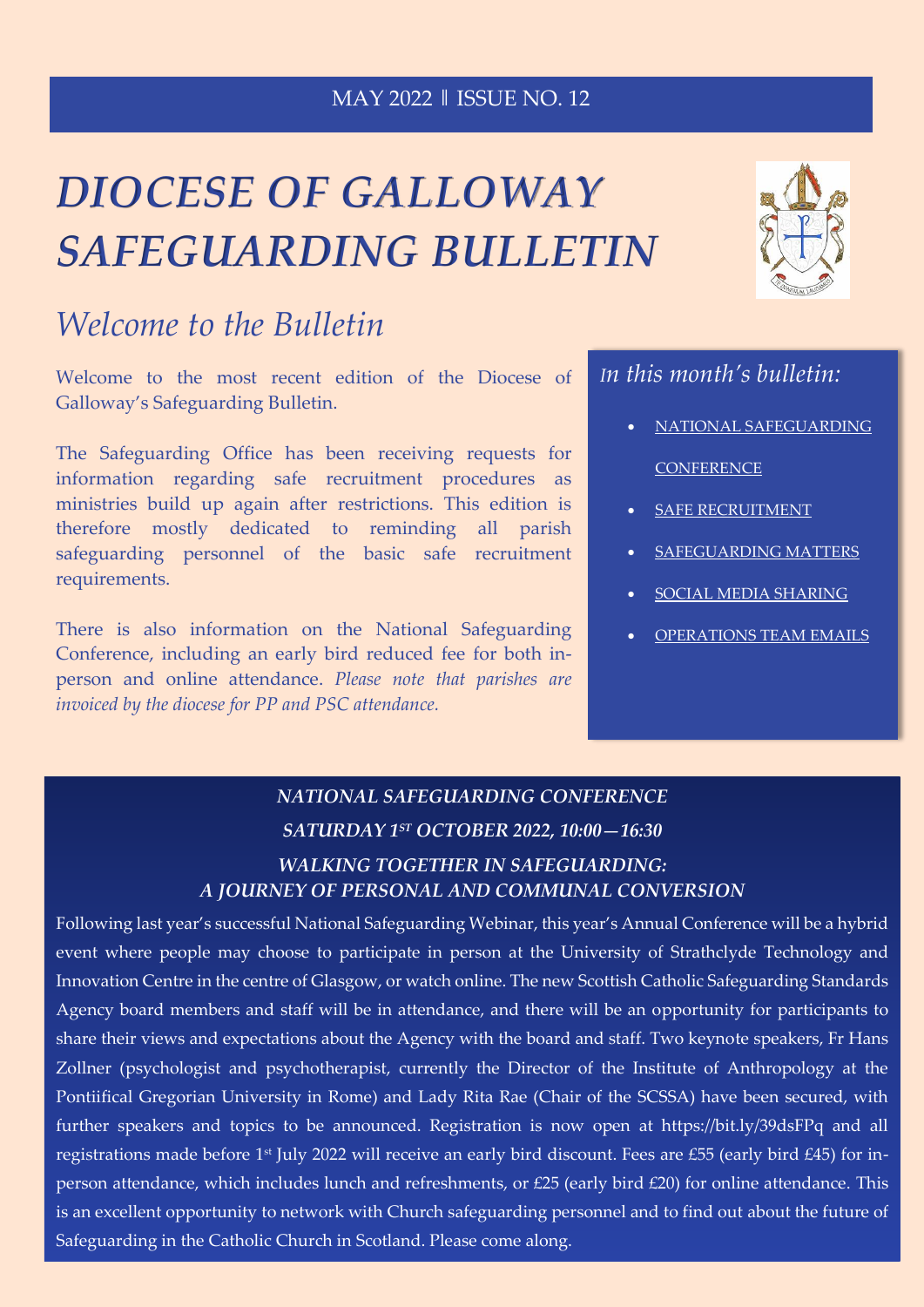MAY 2022 ‖ ISSUE NO. 12

# *DIOCESE OF GALLOWAY SAFEGUARDING BULLETIN*

## *Welcome to the Bulletin*

Welcome to the most recent edition of the Diocese of Galloway's Safeguarding Bulletin.

The Safeguarding Office has been receiving requests for information regarding safe recruitment procedures as ministries build up again after restrictions. This edition is therefore mostly dedicated to reminding all parish safeguarding personnel of the basic safe recruitment requirements.

There is also information on the National Safeguarding Conference, including an early bird reduced fee for both in-person and online attendance. *Please note that parishes are invoiced by the diocese for PP and PSC attendance.*

*In this month's bulletin:*

- NATIONAL SAFEGUARDING CONFERENCE
- SAFE RECRUITMENT
- SAFEGUARDING MATTERS
- SOCIAL MEDIA SHARING
- OPERATIONS TEAM EMAILS

### *NATIONAL SAFEGUARDING CONFERENCE*

### *SATURDAY 1ST OCTOBER 2022, 10:00—16:30*

### *WALKING TOGETHER IN SAFEGUARDING: A JOURNEY OF PERSONAL AND COMMUNAL CONVERSION*

Following last year's successful National Safeguarding Webinar, this year's Annual Conference will be a hybrid event where people may choose to participate in person at the University of Strathclyde Technology and Innovation Centre in the centre of Glasgow, or watch online. The new Scottish Catholic Safeguarding Standards Agency board members and staff will be in attendance, and there will be an opportunity for participants to share their views and expectations about the Agency with the board and staff. Two keynote speakers, Fr Hans Zollner (psychologist and psychotherapist, currently the Director of the Institute of Anthropology at the Pontiifical Gregorian University in Rome) and Lady Rita Rae (Chair of the SCSSA) have been secured, with further speakers and topics to be announced. Registration is now open at https://bit.ly/39dsFPq and all registrations made before 1st July 2022 will receive an early bird discount. Fees are £55 (early bird £45) for in-person attendance, which includes lunch and refreshments, or £25 (early bird £20) for online attendance. This is an excellent opportunity to network with Church safeguarding personnel and to find out about the future of Safeguarding in the Catholic Church in Scotland. Please come along.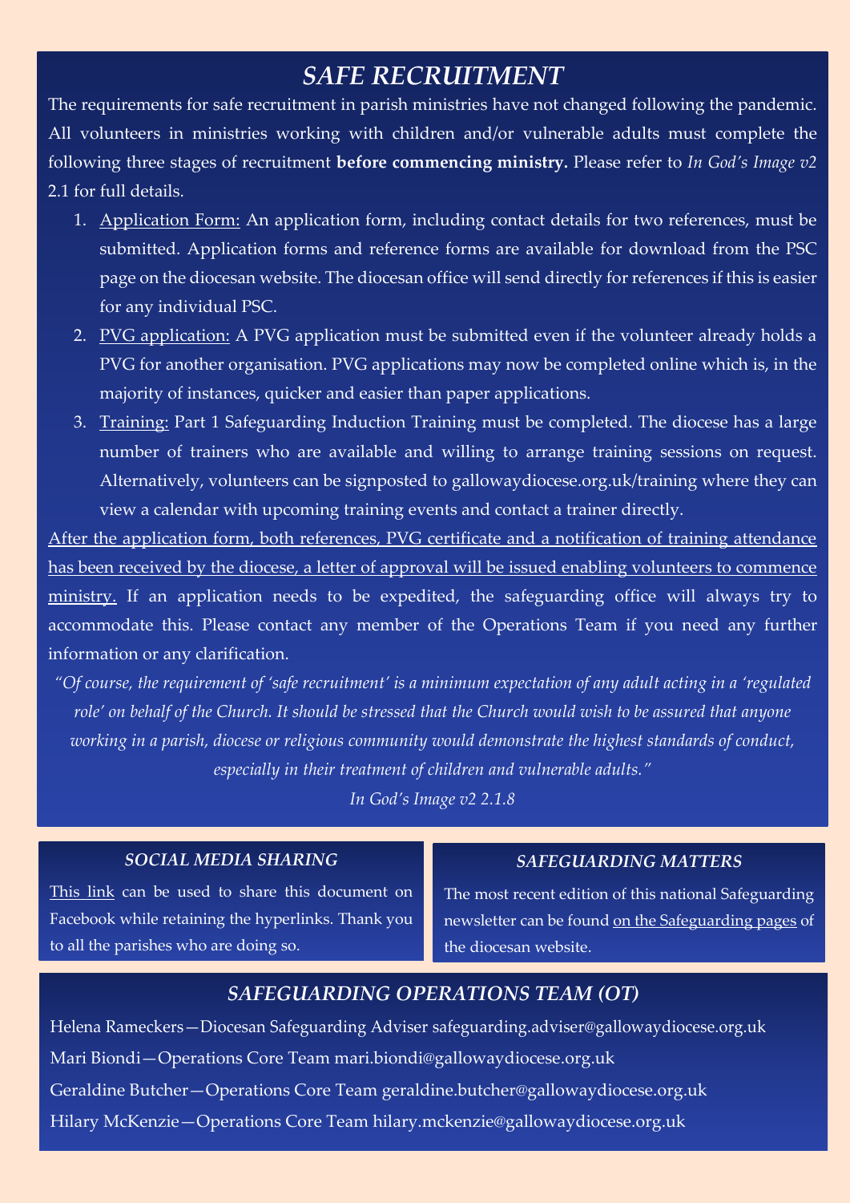## *SAFE RECRUITMENT*

The requirements for safe recruitment in parish ministries have not changed following the pandemic. All volunteers in ministries working with children and/or vulnerable adults must complete the following three stages of recruitment **before commencing ministry.** Please refer to *In God's Image v2* 2.1 for full details.

1. Application Form: An application form, including contact details for two references, must be submitted. Application forms and reference forms are available for download from the PSC page on the diocesan website. The diocesan office will send directly for references if this is easier for any individual PSC.
2. PVG application: A PVG application must be submitted even if the volunteer already holds a PVG for another organisation. PVG applications may now be completed online which is, in the majority of instances, quicker and easier than paper applications.
3. Training: Part 1 Safeguarding Induction Training must be completed. The diocese has a large number of trainers who are available and willing to arrange training sessions on request. Alternatively, volunteers can be signposted to gallowaydiocese.org.uk/training where they can view a calendar with upcoming training events and contact a trainer directly.

After the application form, both references, PVG certificate and a notification of training attendance has been received by the diocese, a letter of approval will be issued enabling volunteers to commence ministry. If an application needs to be expedited, the safeguarding office will always try to accommodate this. Please contact any member of the Operations Team if you need any further information or any clarification.

*"Of course, the requirement of 'safe recruitment' is a minimum expectation of any adult acting in a 'regulated role' on behalf of the Church. It should be stressed that the Church would wish to be assured that anyone working in a parish, diocese or religious community would demonstrate the highest standards of conduct, especially in their treatment of children and vulnerable adults."*

*In God's Image v2 2.1.8*

### *SOCIAL MEDIA SHARING*

This link can be used to share this document on Facebook while retaining the hyperlinks. Thank you to all the parishes who are doing so.

### *SAFEGUARDING MATTERS*

The most recent edition of this national Safeguarding newsletter can be found on the Safeguarding pages of the diocesan website.

## *SAFEGUARDING OPERATIONS TEAM (OT)*

Helena Rameckers—Diocesan Safeguarding Adviser safeguarding.adviser@gallowaydiocese.org.uk

Mari Biondi—Operations Core Team mari.biondi@gallowaydiocese.org.uk

Geraldine Butcher—Operations Core Team geraldine.butcher@gallowaydiocese.org.uk

Hilary McKenzie—Operations Core Team hilary.mckenzie@gallowaydiocese.org.uk